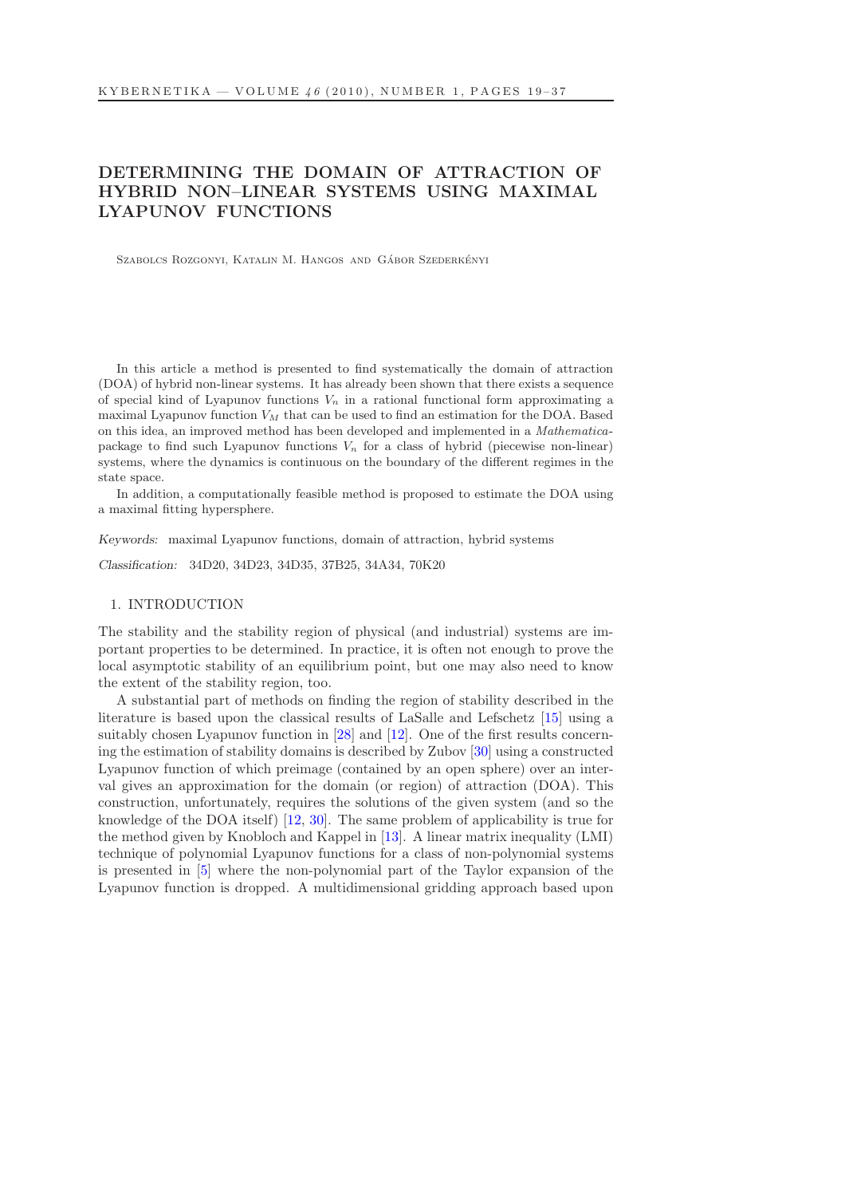# DETERMINING THE DOMAIN OF ATTRACTION OF HYBRID NON–LINEAR SYSTEMS USING MAXIMAL LYAPUNOV FUNCTIONS

Szabolcs Rozgonyi, Katalin M. Hangos and Gábor Szederkényi

In this article a method is presented to find systematically the domain of attraction (DOA) of hybrid non-linear systems. It has already been shown that there exists a sequence of special kind of Lyapunov functions $V_n$ in a rational functional form approximating a maximal Lyapunov function $V_M$ that can be used to find an estimation for the DOA. Based on this idea, an improved method has been developed and implemented in a *Mathematica*-package to find such Lyapunov functions $V_n$ for a class of hybrid (piecewise non-linear) systems, where the dynamics is continuous on the boundary of the different regimes in the state space.

In addition, a computationally feasible method is proposed to estimate the DOA using a maximal fitting hypersphere.

*Keywords:* maximal Lyapunov functions, domain of attraction, hybrid systems

*Classification:* 34D20, 34D23, 34D35, 37B25, 34A34, 70K20

## 1. INTRODUCTION

The stability and the stability region of physical (and industrial) systems are important properties to be determined. In practice, it is often not enough to prove the local asymptotic stability of an equilibrium point, but one may also need to know the extent of the stability region, too.

A substantial part of methods on finding the region of stability described in the literature is based upon the classical results of LaSalle and Lefschetz [15] using a suitably chosen Lyapunov function in [28] and [12]. One of the first results concerning the estimation of stability domains is described by Zubov [30] using a constructed Lyapunov function of which preimage (contained by an open sphere) over an interval gives an approximation for the domain (or region) of attraction (DOA). This construction, unfortunately, requires the solutions of the given system (and so the knowledge of the DOA itself) [12, 30]. The same problem of applicability is true for the method given by Knobloch and Kappel in [13]. A linear matrix inequality (LMI) technique of polynomial Lyapunov functions for a class of non-polynomial systems is presented in [5] where the non-polynomial part of the Taylor expansion of the Lyapunov function is dropped. A multidimensional gridding approach based upon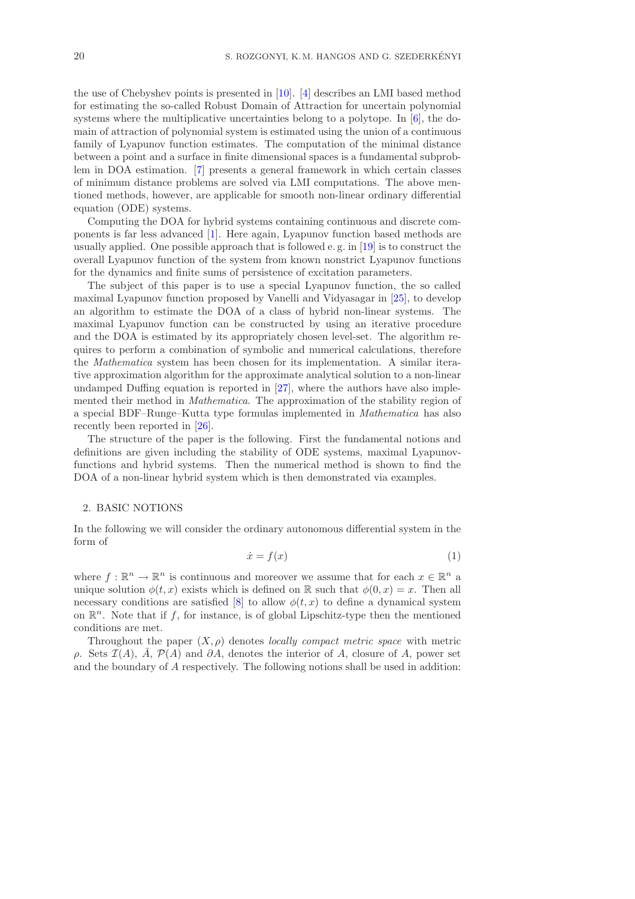the use of Chebyshev points is presented in [10]. [4] describes an LMI based method for estimating the so-called Robust Domain of Attraction for uncertain polynomial systems where the multiplicative uncertainties belong to a polytope. In [6], the domain of attraction of polynomial system is estimated using the union of a continuous family of Lyapunov function estimates. The computation of the minimal distance between a point and a surface in finite dimensional spaces is a fundamental subproblem in DOA estimation. [7] presents a general framework in which certain classes of minimum distance problems are solved via LMI computations. The above mentioned methods, however, are applicable for smooth non-linear ordinary differential equation (ODE) systems.

Computing the DOA for hybrid systems containing continuous and discrete components is far less advanced [1]. Here again, Lyapunov function based methods are usually applied. One possible approach that is followed e. g. in [19] is to construct the overall Lyapunov function of the system from known nonstrict Lyapunov functions for the dynamics and finite sums of persistence of excitation parameters.

The subject of this paper is to use a special Lyapunov function, the so called maximal Lyapunov function proposed by Vanelli and Vidyasagar in [25], to develop an algorithm to estimate the DOA of a class of hybrid non-linear systems. The maximal Lyapunov function can be constructed by using an iterative procedure and the DOA is estimated by its appropriately chosen level-set. The algorithm requires to perform a combination of symbolic and numerical calculations, therefore the *Mathematica* system has been chosen for its implementation. A similar iterative approximation algorithm for the approximate analytical solution to a non-linear undamped Duffing equation is reported in [27], where the authors have also implemented their method in *Mathematica*. The approximation of the stability region of a special BDF–Runge–Kutta type formulas implemented in *Mathematica* has also recently been reported in [26].

The structure of the paper is the following. First the fundamental notions and definitions are given including the stability of ODE systems, maximal Lyapunov-functions and hybrid systems. Then the numerical method is shown to find the DOA of a non-linear hybrid system which is then demonstrated via examples.

## 2. BASIC NOTIONS

In the following we will consider the ordinary autonomous differential system in the form of

$$\dot{x} = f(x) \tag{1}$$

where $f : \mathbb{R}^n \to \mathbb{R}^n$ is continuous and moreover we assume that for each $x \in \mathbb{R}^n$ a unique solution $\phi(t, x)$ exists which is defined on $\mathbb{R}$ such that $\phi(0, x) = x$. Then all necessary conditions are satisfied [8] to allow $\phi(t, x)$ to define a dynamical system on $\mathbb{R}^n$. Note that if $f$, for instance, is of global Lipschitz-type then the mentioned conditions are met.

Throughout the paper $(X, \rho)$ denotes *locally compact metric space* with metric $\rho$. Sets $\mathcal{I}(A)$, $\bar{A}$, $\mathcal{P}(A)$ and $\partial A$, denotes the interior of $A$, closure of $A$, power set and the boundary of $A$ respectively. The following notions shall be used in addition: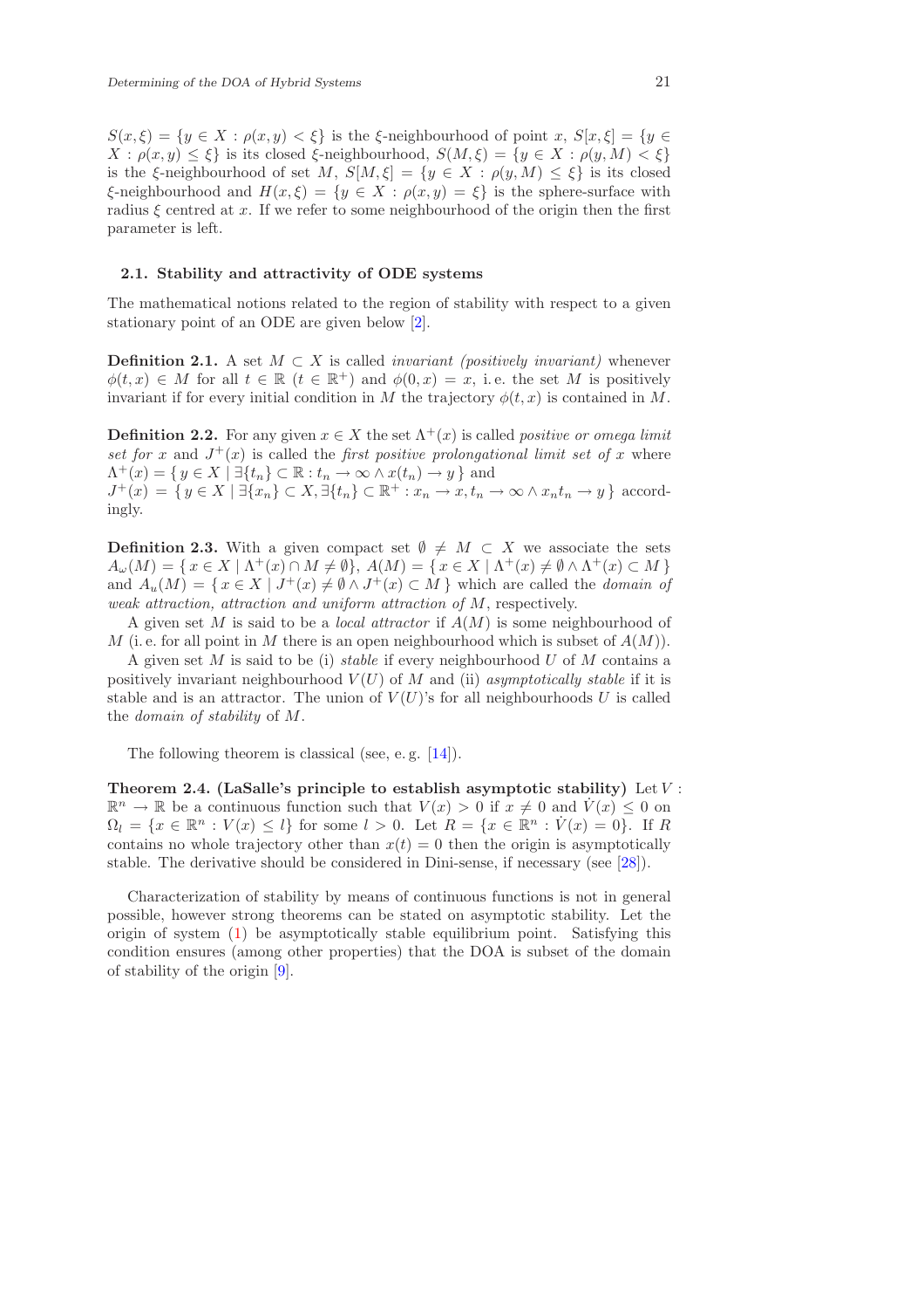$S(x,\xi) = \{y \in X : \rho(x,y) < \xi\}$ is the $\xi$-neighbourhood of point $x$, $S[x,\xi] = \{y \in X : \rho(x,y) \leq \xi\}$ is its closed $\xi$-neighbourhood, $S(M,\xi) = \{y \in X : \rho(y,M) < \xi\}$ is the $\xi$-neighbourhood of set $M$, $S[M,\xi] = \{y \in X : \rho(y,M) \leq \xi\}$ is its closed $\xi$-neighbourhood and $H(x,\xi) = \{y \in X : \rho(x,y) = \xi\}$ is the sphere-surface with radius $\xi$ centred at $x$. If we refer to some neighbourhood of the origin then the first parameter is left.

### 2.1. Stability and attractivity of ODE systems

The mathematical notions related to the region of stability with respect to a given stationary point of an ODE are given below [2].

**Definition 2.1.** A set $M \subset X$ is called *invariant (positively invariant)* whenever $\phi(t,x) \in M$ for all $t \in \mathbb{R}$ ($t \in \mathbb{R}^+$) and $\phi(0,x) = x$, i. e. the set $M$ is positively invariant if for every initial condition in $M$ the trajectory $\phi(t,x)$ is contained in $M$.

**Definition 2.2.** For any given $x \in X$ the set $\Lambda^+(x)$ is called *positive or omega limit set for* $x$ and $J^+(x)$ is called the *first positive prolongational limit set of* $x$ where $\Lambda^+(x) = \{\, y \in X \mid \exists\{t_n\} \subset \mathbb{R} : t_n \to \infty \wedge x(t_n) \to y \,\}$ and
$J^+(x) = \{\, y \in X \mid \exists\{x_n\} \subset X, \exists\{t_n\} \subset \mathbb{R}^+ : x_n \to x, t_n \to \infty \wedge x_n t_n \to y \,\}$ accordingly.

**Definition 2.3.** With a given compact set $\emptyset \neq M \subset X$ we associate the sets $A_\omega(M) = \{\, x \in X \mid \Lambda^+(x) \cap M \neq \emptyset\}$, $A(M) = \{\, x \in X \mid \Lambda^+(x) \neq \emptyset \wedge \Lambda^+(x) \subset M \,\}$ and $A_u(M) = \{\, x \in X \mid J^+(x) \neq \emptyset \wedge J^+(x) \subset M \,\}$ which are called the *domain of weak attraction, attraction and uniform attraction of* $M$, respectively.

A given set $M$ is said to be a *local attractor* if $A(M)$ is some neighbourhood of $M$ (i. e. for all point in $M$ there is an open neighbourhood which is subset of $A(M)$).

A given set $M$ is said to be (i) *stable* if every neighbourhood $U$ of $M$ contains a positively invariant neighbourhood $V(U)$ of $M$ and (ii) *asymptotically stable* if it is stable and is an attractor. The union of $V(U)$'s for all neighbourhoods $U$ is called the *domain of stability* of $M$.

The following theorem is classical (see, e. g. [14]).

**Theorem 2.4. (LaSalle's principle to establish asymptotic stability)** Let $V : \mathbb{R}^n \to \mathbb{R}$ be a continuous function such that $V(x) > 0$ if $x \neq 0$ and $\dot{V}(x) \leq 0$ on $\Omega_l = \{x \in \mathbb{R}^n : V(x) \leq l\}$ for some $l > 0$. Let $R = \{x \in \mathbb{R}^n : \dot{V}(x) = 0\}$. If $R$ contains no whole trajectory other than $x(t) = 0$ then the origin is asymptotically stable. The derivative should be considered in Dini-sense, if necessary (see [28]).

Characterization of stability by means of continuous functions is not in general possible, however strong theorems can be stated on asymptotic stability. Let the origin of system (1) be asymptotically stable equilibrium point. Satisfying this condition ensures (among other properties) that the DOA is subset of the domain of stability of the origin [9].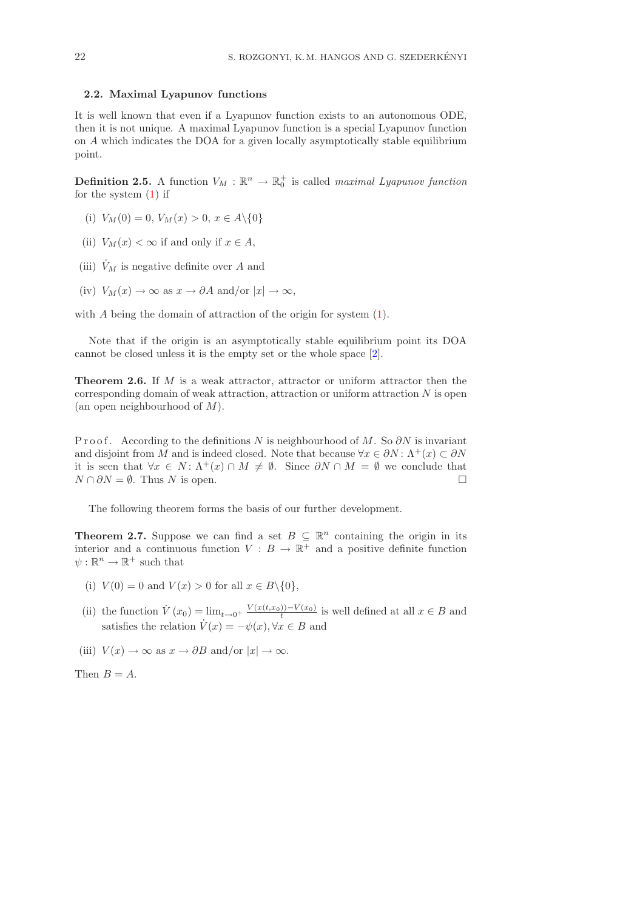### 2.2. Maximal Lyapunov functions

It is well known that even if a Lyapunov function exists to an autonomous ODE, then it is not unique. A maximal Lyapunov function is a special Lyapunov function on $A$ which indicates the DOA for a given locally asymptotically stable equilibrium point.

**Definition 2.5.** A function $V_M : \mathbb{R}^n \to \mathbb{R}_0^+$ is called *maximal Lyapunov function* for the system (1) if

(i) $V_M(0) = 0$, $V_M(x) > 0$, $x \in A \backslash \{0\}$

(ii) $V_M(x) < \infty$ if and only if $x \in A$,

(iii) $\dot{V}_M$ is negative definite over $A$ and

(iv) $V_M(x) \to \infty$ as $x \to \partial A$ and/or $|x| \to \infty$,

with $A$ being the domain of attraction of the origin for system (1).

Note that if the origin is an asymptotically stable equilibrium point its DOA cannot be closed unless it is the empty set or the whole space [2].

**Theorem 2.6.** If $M$ is a weak attractor, attractor or uniform attractor then the corresponding domain of weak attraction, attraction or uniform attraction $N$ is open (an open neighbourhood of $M$).

Proof. According to the definitions $N$ is neighbourhood of $M$. So $\partial N$ is invariant and disjoint from $M$ and is indeed closed. Note that because $\forall x \in \partial N \colon \Lambda^+(x) \subset \partial N$ it is seen that $\forall x \in N \colon \Lambda^+(x) \cap M \neq \emptyset$. Since $\partial N \cap M = \emptyset$ we conclude that $N \cap \partial N = \emptyset$. Thus $N$ is open. □

The following theorem forms the basis of our further development.

**Theorem 2.7.** Suppose we can find a set $B \subseteq \mathbb{R}^n$ containing the origin in its interior and a continuous function $V : B \to \mathbb{R}^+$ and a positive definite function $\psi : \mathbb{R}^n \to \mathbb{R}^+$ such that

(i) $V(0) = 0$ and $V(x) > 0$ for all $x \in B \backslash \{0\}$,

(ii) the function $\dot{V}(x_0) = \lim_{t \to 0^+} \frac{V(x(t,x_0)) - V(x_0)}{t}$ is well defined at all $x \in B$ and satisfies the relation $\dot{V}(x) = -\psi(x), \forall x \in B$ and

(iii) $V(x) \to \infty$ as $x \to \partial B$ and/or $|x| \to \infty$.

Then $B = A$.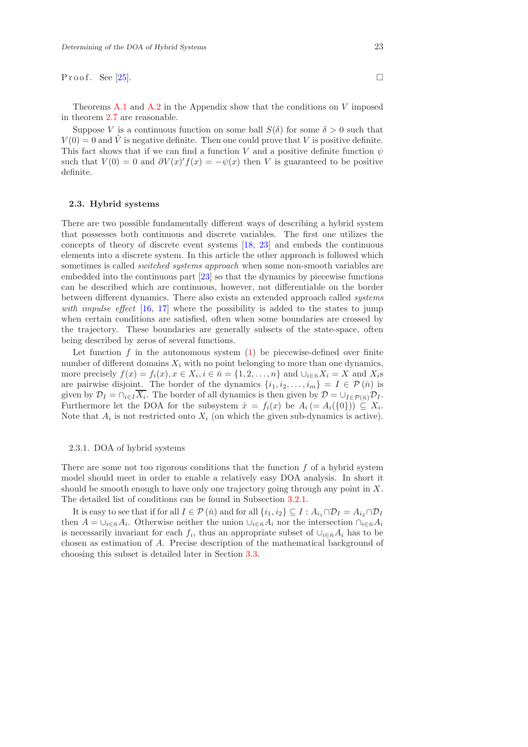*Proof.* See [25]. □

Theorems A.1 and A.2 in the Appendix show that the conditions on $V$ imposed in theorem 2.7 are reasonable.

Suppose $V$ is a continuous function on some ball $S(\delta)$ for some $\delta > 0$ such that $V(0) = 0$ and $\dot{V}$ is negative definite. Then one could prove that $V$ is positive definite. This fact shows that if we can find a function $V$ and a positive definite function $\psi$ such that $V(0) = 0$ and $\partial V(x)' f(x) = -\psi(x)$ then $V$ is guaranteed to be positive definite.

### 2.3. Hybrid systems

There are two possible fundamentally different ways of describing a hybrid system that possesses both continuous and discrete variables. The first one utilizes the concepts of theory of discrete event systems [18, 23] and embeds the continuous elements into a discrete system. In this article the other approach is followed which sometimes is called *switched systems approach* when some non-smooth variables are embedded into the continuous part [23] so that the dynamics by piecewise functions can be described which are continuous, however, not differentiable on the border between different dynamics. There also exists an extended approach called *systems with impulse effect* [16, 17] where the possibility is added to the states to jump when certain conditions are satisfied, often when some boundaries are crossed by the trajectory. These boundaries are generally subsets of the state-space, often being described by zeros of several functions.

Let function $f$ in the autonomous system (1) be piecewise-defined over finite number of different domains $X_i$ with no point belonging to more than one dynamics, more precisely $f(x) = f_i(x), x \in X_i, i \in \bar{n} = \{1, 2, \ldots, n\}$ and $\cup_{i\in\bar{n}} X_i = X$ and $X_i$s are pairwise disjoint. The border of the dynamics $\{i_1, i_2, \ldots, i_m\} = I \in \mathcal{P}(\bar{n})$ is given by $\mathcal{D}_I = \cap_{i\in I}\overline{X_i}$. The border of all dynamics is then given by $\mathcal{D} = \cup_{I\in\mathcal{P}(\bar{n})}\mathcal{D}_I$. Furthermore let the DOA for the subsystem $\dot{x} = f_i(x)$ be $A_i\,(= A_i(\{0\})) \subseteq X_i$. Note that $A_i$ is not restricted onto $X_i$ (on which the given sub-dynamics is active).

#### 2.3.1. DOA of hybrid systems

There are some not too rigorous conditions that the function $f$ of a hybrid system model should meet in order to enable a relatively easy DOA analysis. In short it should be smooth enough to have only one trajectory going through any point in $X$. The detailed list of conditions can be found in Subsection 3.2.1.

It is easy to see that if for all $I \in \mathcal{P}(\bar{n})$ and for all $\{i_1, i_2\} \subseteq I : A_{i_1} \cap \mathcal{D}_I = A_{i_2} \cap \mathcal{D}_I$ then $A = \cup_{i\in\bar{n}} A_i$. Otherwise neither the union $\cup_{i\in\bar{n}} A_i$ nor the intersection $\cap_{i\in\bar{n}} A_i$ is necessarily invariant for each $f_i$, thus an appropriate subset of $\cup_{i\in\bar{n}} A_i$ has to be chosen as estimation of $A$. Precise description of the mathematical background of choosing this subset is detailed later in Section 3.3.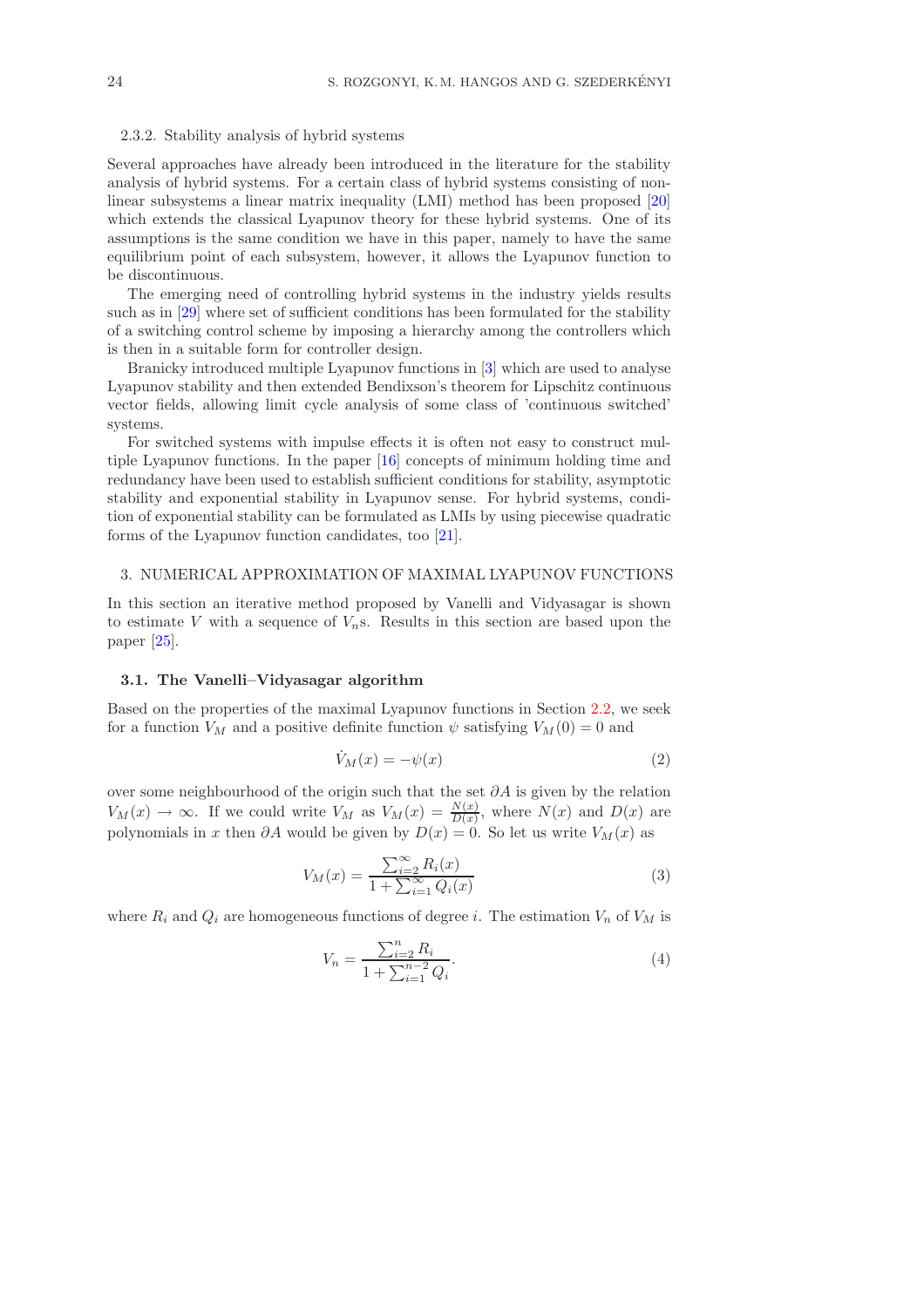2.3.2. Stability analysis of hybrid systems

Several approaches have already been introduced in the literature for the stability analysis of hybrid systems. For a certain class of hybrid systems consisting of nonlinear subsystems a linear matrix inequality (LMI) method has been proposed [20] which extends the classical Lyapunov theory for these hybrid systems. One of its assumptions is the same condition we have in this paper, namely to have the same equilibrium point of each subsystem, however, it allows the Lyapunov function to be discontinuous.

The emerging need of controlling hybrid systems in the industry yields results such as in [29] where set of sufficient conditions has been formulated for the stability of a switching control scheme by imposing a hierarchy among the controllers which is then in a suitable form for controller design.

Branicky introduced multiple Lyapunov functions in [3] which are used to analyse Lyapunov stability and then extended Bendixson's theorem for Lipschitz continuous vector fields, allowing limit cycle analysis of some class of 'continuous switched' systems.

For switched systems with impulse effects it is often not easy to construct multiple Lyapunov functions. In the paper [16] concepts of minimum holding time and redundancy have been used to establish sufficient conditions for stability, asymptotic stability and exponential stability in Lyapunov sense. For hybrid systems, condition of exponential stability can be formulated as LMIs by using piecewise quadratic forms of the Lyapunov function candidates, too [21].

## 3. NUMERICAL APPROXIMATION OF MAXIMAL LYAPUNOV FUNCTIONS

In this section an iterative method proposed by Vanelli and Vidyasagar is shown to estimate $V$ with a sequence of $V_n$s. Results in this section are based upon the paper [25].

### 3.1. The Vanelli–Vidyasagar algorithm

Based on the properties of the maximal Lyapunov functions in Section 2.2, we seek for a function $V_M$ and a positive definite function $\psi$ satisfying $V_M(0) = 0$ and

$$\dot{V}_M(x) = -\psi(x) \tag{2}$$

over some neighbourhood of the origin such that the set $\partial A$ is given by the relation $V_M(x) \to \infty$. If we could write $V_M$ as $V_M(x) = \frac{N(x)}{D(x)}$, where $N(x)$ and $D(x)$ are polynomials in $x$ then $\partial A$ would be given by $D(x) = 0$. So let us write $V_M(x)$ as

$$V_M(x) = \frac{\sum_{i=2}^{\infty} R_i(x)}{1 + \sum_{i=1}^{\infty} Q_i(x)} \tag{3}$$

where $R_i$ and $Q_i$ are homogeneous functions of degree $i$. The estimation $V_n$ of $V_M$ is

$$V_n = \frac{\sum_{i=2}^{n} R_i}{1 + \sum_{i=1}^{n-2} Q_i}. \tag{4}$$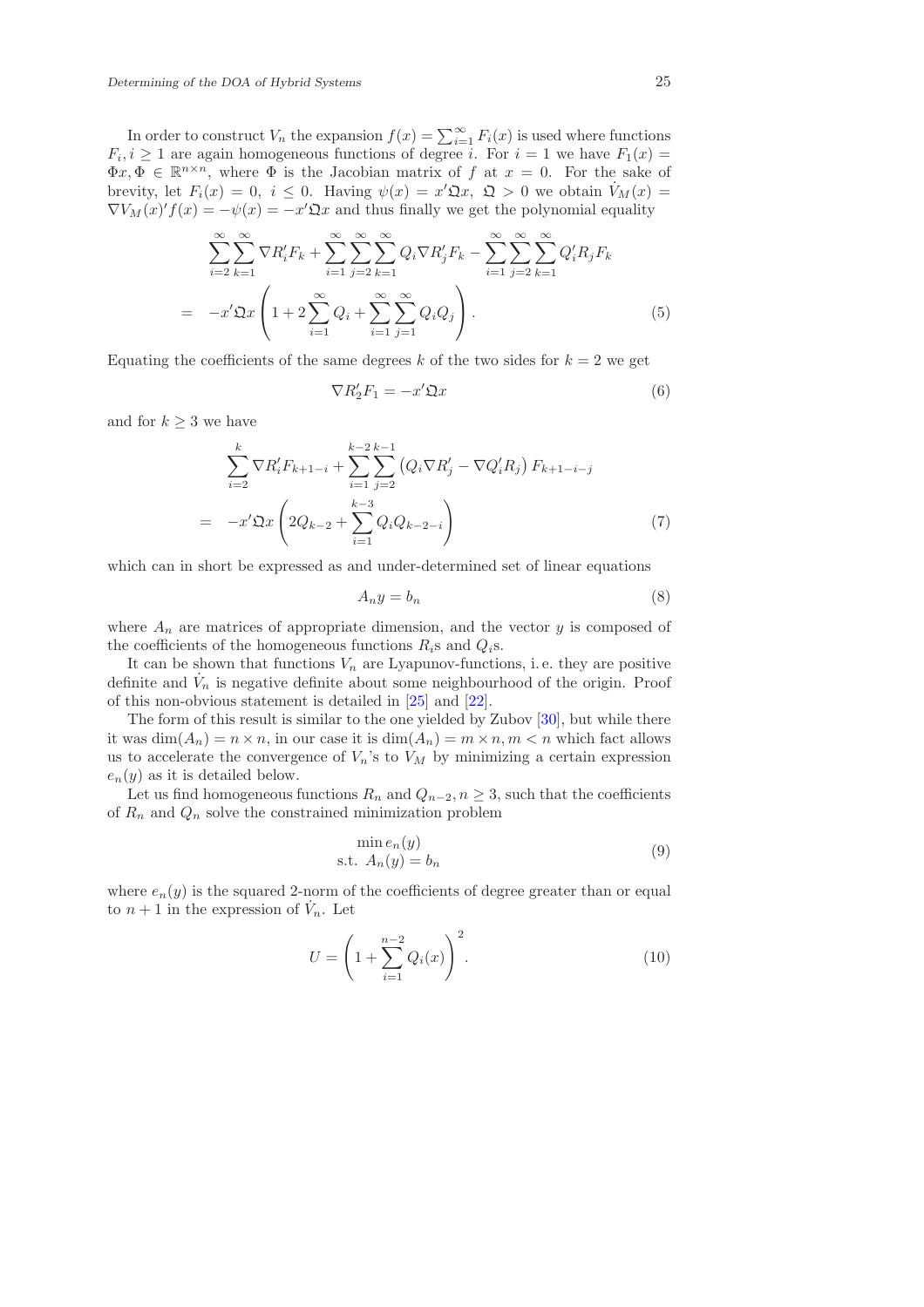In order to construct $V_n$ the expansion $f(x) = \sum_{i=1}^{\infty} F_i(x)$ is used where functions $F_i, i \geq 1$ are again homogeneous functions of degree $i$. For $i = 1$ we have $F_1(x) = \Phi x, \Phi \in \mathbb{R}^{n \times n}$, where $\Phi$ is the Jacobian matrix of $f$ at $x = 0$. For the sake of brevity, let $F_i(x) = 0,\ i \leq 0$. Having $\psi(x) = x'\mathfrak{Q}x,\ \mathfrak{Q} > 0$ we obtain $\dot{V}_M(x) = \nabla V_M(x)' f(x) = -\psi(x) = -x'\mathfrak{Q}x$ and thus finally we get the polynomial equality

$$
\begin{aligned}
&\sum_{i=2}^{\infty}\sum_{k=1}^{\infty} \nabla R_i' F_k + \sum_{i=1}^{\infty}\sum_{j=2}^{\infty}\sum_{k=1}^{\infty} Q_i \nabla R_j' F_k - \sum_{i=1}^{\infty}\sum_{j=2}^{\infty}\sum_{k=1}^{\infty} Q_i' R_j F_k \\
= \quad & -x'\mathfrak{Q}x \left( 1 + 2\sum_{i=1}^{\infty} Q_i + \sum_{i=1}^{\infty}\sum_{j=1}^{\infty} Q_i Q_j \right).
\end{aligned} \tag{5}
$$

Equating the coefficients of the same degrees $k$ of the two sides for $k = 2$ we get

$$
\nabla R_2' F_1 = -x'\mathfrak{Q}x \tag{6}
$$

and for $k \geq 3$ we have

$$
\begin{aligned}
&\sum_{i=2}^{k} \nabla R_i' F_{k+1-i} + \sum_{i=1}^{k-2}\sum_{j=2}^{k-1} \left( Q_i \nabla R_j' - \nabla Q_i' R_j \right) F_{k+1-i-j} \\
= \quad & -x'\mathfrak{Q}x \left( 2Q_{k-2} + \sum_{i=1}^{k-3} Q_i Q_{k-2-i} \right)
\end{aligned} \tag{7}
$$

which can in short be expressed as and under-determined set of linear equations

$$
A_n y = b_n \tag{8}
$$

where $A_n$ are matrices of appropriate dimension, and the vector $y$ is composed of the coefficients of the homogeneous functions $R_i$s and $Q_i$s.

It can be shown that functions $V_n$ are Lyapunov-functions, i. e. they are positive definite and $\dot{V}_n$ is negative definite about some neighbourhood of the origin. Proof of this non-obvious statement is detailed in [25] and [22].

The form of this result is similar to the one yielded by Zubov [30], but while there it was $\dim(A_n) = n \times n$, in our case it is $\dim(A_n) = m \times n, m < n$ which fact allows us to accelerate the convergence of $V_n$'s to $V_M$ by minimizing a certain expression $e_n(y)$ as it is detailed below.

Let us find homogeneous functions $R_n$ and $Q_{n-2}, n \geq 3$, such that the coefficients of $R_n$ and $Q_n$ solve the constrained minimization problem

$$
\begin{aligned}
&\min e_n(y) \\
&\text{s.t. } A_n(y) = b_n
\end{aligned} \tag{9}
$$

where $e_n(y)$ is the squared 2-norm of the coefficients of degree greater than or equal to $n+1$ in the expression of $\dot{V}_n$. Let

$$
U = \left( 1 + \sum_{i=1}^{n-2} Q_i(x) \right)^2. \tag{10}
$$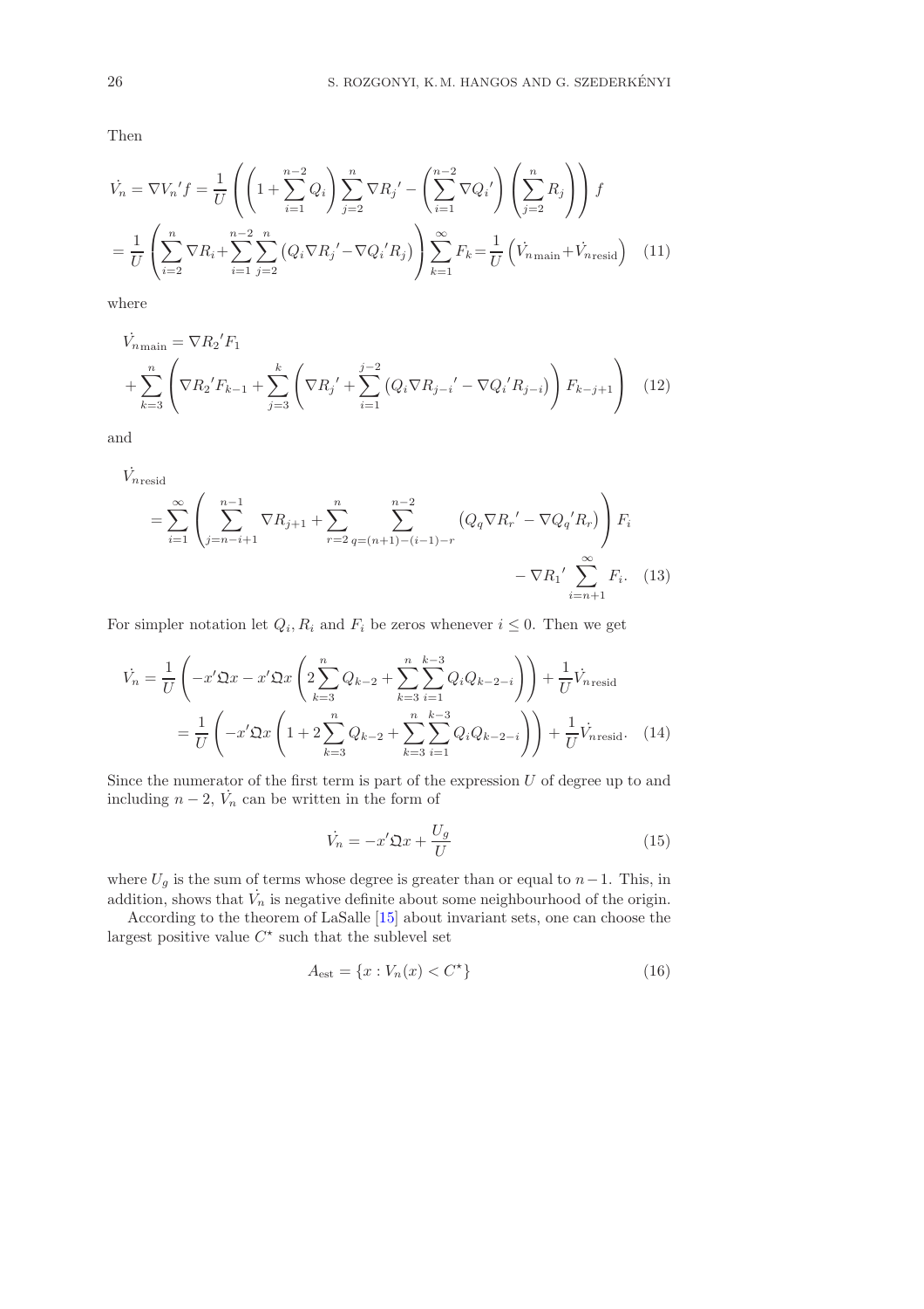Then

$$
\begin{aligned}
\dot{V_n} = \nabla {V_n}' f &= \frac{1}{U}\left(\left(1+\sum_{i=1}^{n-2} Q_i\right)\sum_{j=2}^{n} \nabla {R_j}' - \left(\sum_{i=1}^{n-2}\nabla {Q_i}'\right)\left(\sum_{j=2}^{n} R_j\right)\right) f \\
&= \frac{1}{U}\left(\sum_{i=2}^{n}\nabla R_i + \sum_{i=1}^{n-2}\sum_{j=2}^{n}\left(Q_i \nabla {R_j}' - \nabla {Q_i}' R_j\right)\right)\sum_{k=1}^{\infty} F_k = \frac{1}{U}\left(\dot{V}_{n\,\mathrm{main}} + \dot{V}_{n\,\mathrm{resid}}\right) \quad (11)
\end{aligned}
$$

where

$$
\begin{aligned}
\dot{V}_{n\,\mathrm{main}} &= \nabla {R_2}' F_1 \\
&+ \sum_{k=3}^{n}\left(\nabla {R_2}' F_{k-1} + \sum_{j=3}^{k}\left(\nabla {R_j}' + \sum_{i=1}^{j-2}\left(Q_i \nabla {R_{j-i}}' - \nabla {Q_i}' R_{j-i}\right)\right) F_{k-j+1}\right) \quad (12)
\end{aligned}
$$

and

$$
\begin{aligned}
&\dot{V}_{n\,\mathrm{resid}} \\
&\quad = \sum_{i=1}^{\infty}\left(\sum_{j=n-i+1}^{n-1}\nabla R_{j+1} + \sum_{r=2}^{n}\sum_{q=(n+1)-(i-1)-r}^{n-2}\left(Q_q \nabla {R_r}' - \nabla {Q_q}' R_r\right)\right) F_i \\
&\qquad\qquad\qquad\qquad\qquad\qquad\qquad\qquad - \nabla {R_1}' \sum_{i=n+1}^{\infty} F_i. \quad (13)
\end{aligned}
$$

For simpler notation let $Q_i, R_i$ and $F_i$ be zeros whenever $i \le 0$. Then we get

$$
\begin{aligned}
\dot{V_n} &= \frac{1}{U}\left(-x'\mathfrak{Q}x - x'\mathfrak{Q}x\left(2\sum_{k=3}^{n} Q_{k-2} + \sum_{k=3}^{n}\sum_{i=1}^{k-3} Q_i Q_{k-2-i}\right)\right) + \frac{1}{U}\dot{V}_{n\,\mathrm{resid}} \\
&= \frac{1}{U}\left(-x'\mathfrak{Q}x\left(1 + 2\sum_{k=3}^{n} Q_{k-2} + \sum_{k=3}^{n}\sum_{i=1}^{k-3} Q_i Q_{k-2-i}\right)\right) + \frac{1}{U}\dot{V}_{n\,\mathrm{resid}}. \quad (14)
\end{aligned}
$$

Since the numerator of the first term is part of the expression $U$ of degree up to and including $n-2$, $\dot{V_n}$ can be written in the form of

$$
\dot{V_n} = -x'\mathfrak{Q}x + \frac{U_g}{U} \quad (15)
$$

where $U_g$ is the sum of terms whose degree is greater than or equal to $n-1$. This, in addition, shows that $\dot{V_n}$ is negative definite about some neighbourhood of the origin.

According to the theorem of LaSalle [15] about invariant sets, one can choose the largest positive value $C^\star$ such that the sublevel set

$$
A_{\mathrm{est}} = \{x : V_n(x) < C^\star\} \quad (16)
$$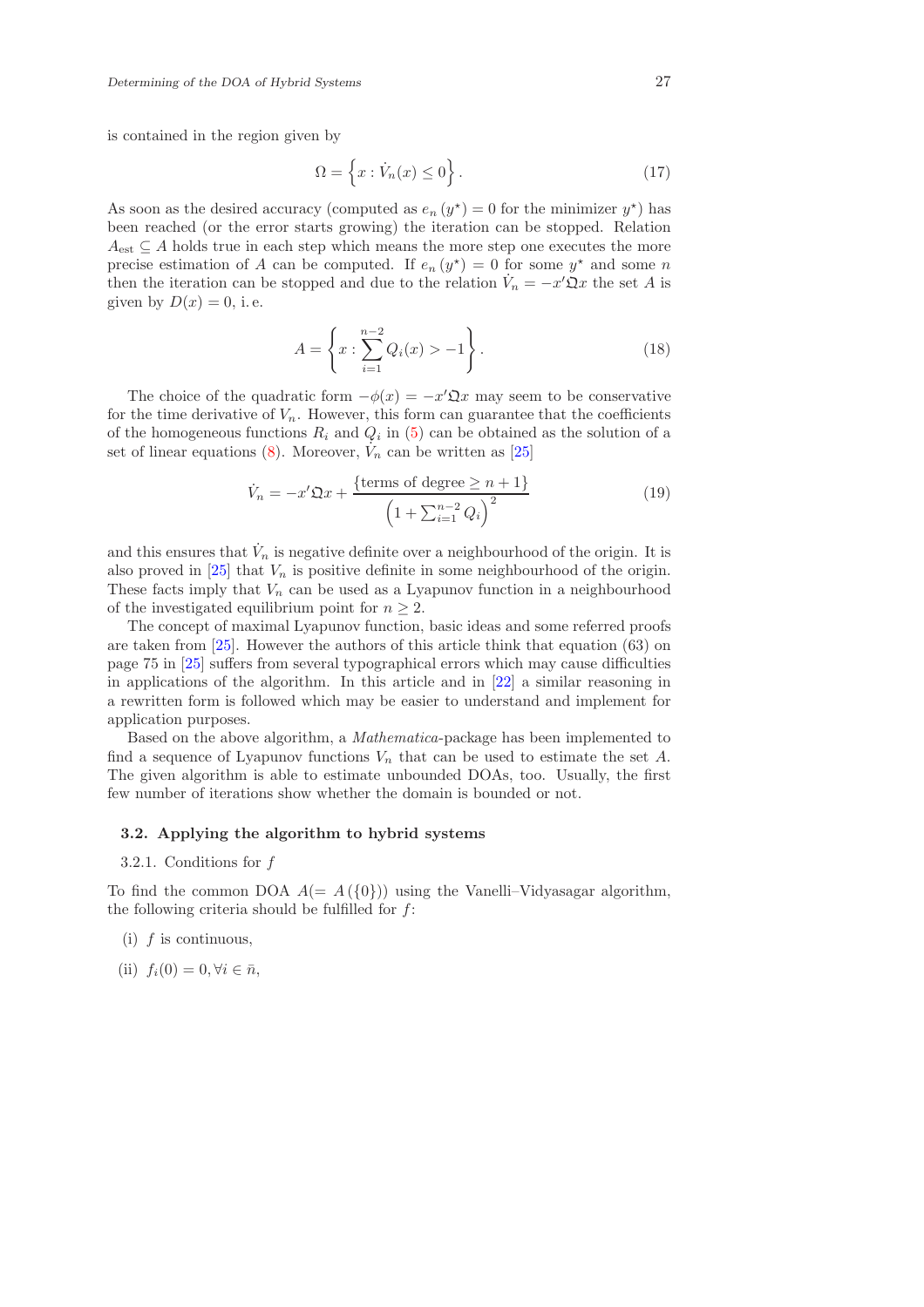is contained in the region given by

$$\Omega = \left\{ x : \dot{V}_n(x) \le 0 \right\}. \tag{17}$$

As soon as the desired accuracy (computed as $e_n(y^\star) = 0$ for the minimizer $y^\star$) has been reached (or the error starts growing) the iteration can be stopped. Relation $A_{\text{est}} \subseteq A$ holds true in each step which means the more step one executes the more precise estimation of $A$ can be computed. If $e_n(y^\star) = 0$ for some $y^\star$ and some $n$ then the iteration can be stopped and due to the relation $\dot{V}_n = -x'\mathfrak{Q}x$ the set $A$ is given by $D(x) = 0$, i. e.

$$A = \left\{ x : \sum_{i=1}^{n-2} Q_i(x) > -1 \right\}. \tag{18}$$

The choice of the quadratic form $-\phi(x) = -x'\mathfrak{Q}x$ may seem to be conservative for the time derivative of $V_n$. However, this form can guarantee that the coefficients of the homogeneous functions $R_i$ and $Q_i$ in (5) can be obtained as the solution of a set of linear equations (8). Moreover, $\dot{V}_n$ can be written as [25]

$$\dot{V}_n = -x'\mathfrak{Q}x + \frac{\{\text{terms of degree} \ge n+1\}}{\left(1 + \sum_{i=1}^{n-2} Q_i\right)^2} \tag{19}$$

and this ensures that $\dot{V}_n$ is negative definite over a neighbourhood of the origin. It is also proved in [25] that $V_n$ is positive definite in some neighbourhood of the origin. These facts imply that $V_n$ can be used as a Lyapunov function in a neighbourhood of the investigated equilibrium point for $n \ge 2$.

The concept of maximal Lyapunov function, basic ideas and some referred proofs are taken from [25]. However the authors of this article think that equation (63) on page 75 in [25] suffers from several typographical errors which may cause difficulties in applications of the algorithm. In this article and in [22] a similar reasoning in a rewritten form is followed which may be easier to understand and implement for application purposes.

Based on the above algorithm, a *Mathematica*-package has been implemented to find a sequence of Lyapunov functions $V_n$ that can be used to estimate the set $A$. The given algorithm is able to estimate unbounded DOAs, too. Usually, the first few number of iterations show whether the domain is bounded or not.

### 3.2. Applying the algorithm to hybrid systems

#### 3.2.1. Conditions for $f$

To find the common DOA $A(= A(\{0\}))$ using the Vanelli–Vidyasagar algorithm, the following criteria should be fulfilled for $f$:

(i) $f$ is continuous,

(ii) $f_i(0) = 0, \forall i \in \bar{n}$,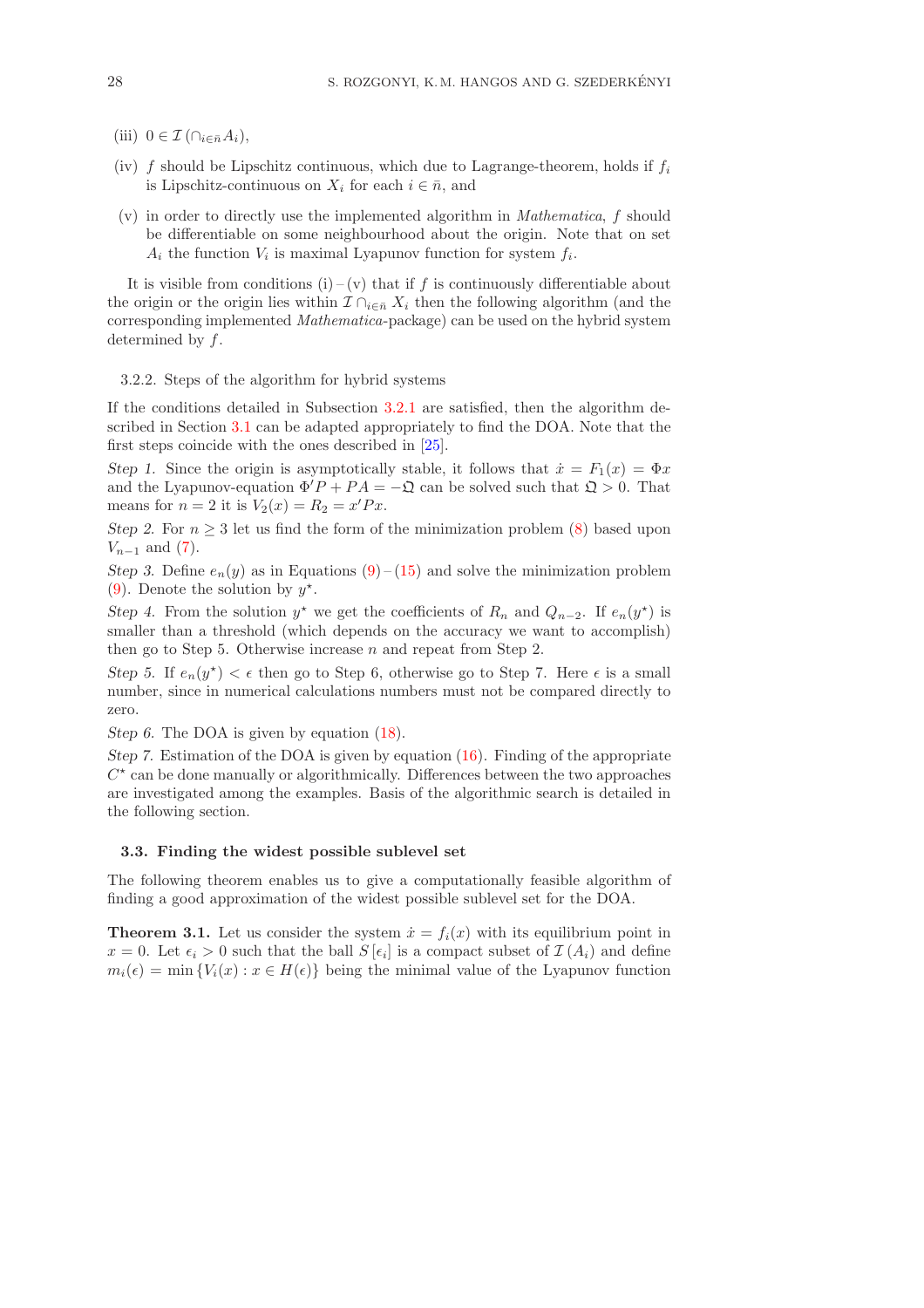(iii) $0 \in \mathcal{I}\left(\cap_{i\in\bar{n}} A_i\right)$,

(iv) $f$ should be Lipschitz continuous, which due to Lagrange-theorem, holds if $f_i$ is Lipschitz-continuous on $X_i$ for each $i \in \bar{n}$, and

(v) in order to directly use the implemented algorithm in *Mathematica*, $f$ should be differentiable on some neighbourhood about the origin. Note that on set $A_i$ the function $V_i$ is maximal Lyapunov function for system $f_i$.

It is visible from conditions (i) – (v) that if $f$ is continuously differentiable about the origin or the origin lies within $\mathcal{I} \cap_{i\in\bar{n}} X_i$ then the following algorithm (and the corresponding implemented *Mathematica*-package) can be used on the hybrid system determined by $f$.

3.2.2. Steps of the algorithm for hybrid systems

If the conditions detailed in Subsection 3.2.1 are satisfied, then the algorithm described in Section 3.1 can be adapted appropriately to find the DOA. Note that the first steps coincide with the ones described in [25].

*Step 1.* Since the origin is asymptotically stable, it follows that $\dot{x} = F_1(x) = \Phi x$ and the Lyapunov-equation $\Phi' P + PA = -\mathfrak{Q}$ can be solved such that $\mathfrak{Q} > 0$. That means for $n = 2$ it is $V_2(x) = R_2 = x'Px$.

*Step 2.* For $n \geq 3$ let us find the form of the minimization problem (8) based upon $V_{n-1}$ and (7).

*Step 3.* Define $e_n(y)$ as in Equations (9) – (15) and solve the minimization problem (9). Denote the solution by $y^\star$.

*Step 4.* From the solution $y^\star$ we get the coefficients of $R_n$ and $Q_{n-2}$. If $e_n(y^\star)$ is smaller than a threshold (which depends on the accuracy we want to accomplish) then go to Step 5. Otherwise increase $n$ and repeat from Step 2.

*Step 5.* If $e_n(y^\star) < \epsilon$ then go to Step 6, otherwise go to Step 7. Here $\epsilon$ is a small number, since in numerical calculations numbers must not be compared directly to zero.

*Step 6.* The DOA is given by equation (18).

*Step 7.* Estimation of the DOA is given by equation (16). Finding of the appropriate $C^\star$ can be done manually or algorithmically. Differences between the two approaches are investigated among the examples. Basis of the algorithmic search is detailed in the following section.

### 3.3. Finding the widest possible sublevel set

The following theorem enables us to give a computationally feasible algorithm of finding a good approximation of the widest possible sublevel set for the DOA.

**Theorem 3.1.** Let us consider the system $\dot{x} = f_i(x)$ with its equilibrium point in $x = 0$. Let $\epsilon_i > 0$ such that the ball $S\left[\epsilon_i\right]$ is a compact subset of $\mathcal{I}\left(A_i\right)$ and define $m_i(\epsilon) = \min\left\{V_i(x) : x \in H(\epsilon)\right\}$ being the minimal value of the Lyapunov function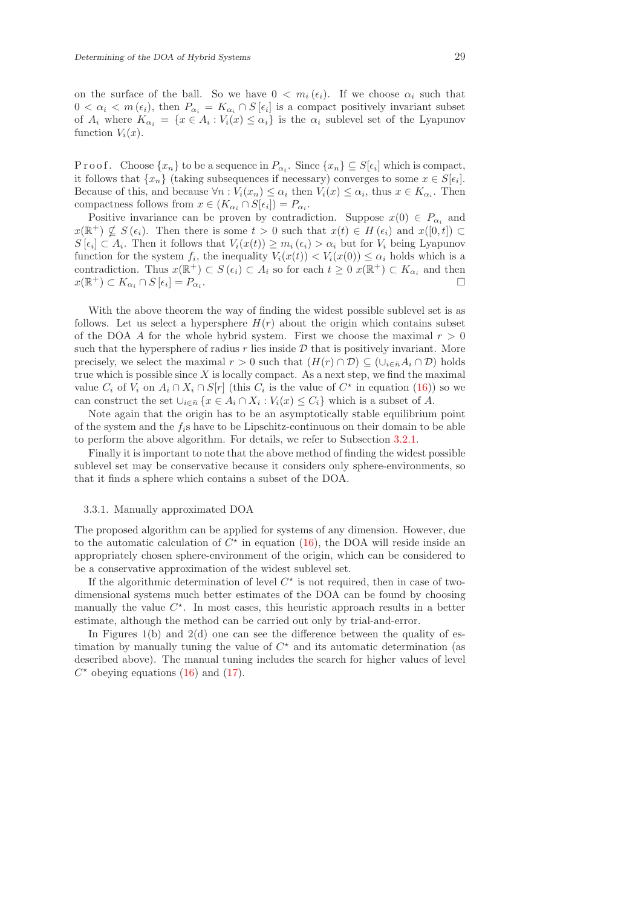on the surface of the ball. So we have $0 < m_i(\epsilon_i)$. If we choose $\alpha_i$ such that $0 < \alpha_i < m(\epsilon_i)$, then $P_{\alpha_i} = K_{\alpha_i} \cap S[\epsilon_i]$ is a compact positively invariant subset of $A_i$ where $K_{\alpha_i} = \{x \in A_i : V_i(x) \leq \alpha_i\}$ is the $\alpha_i$ sublevel set of the Lyapunov function $V_i(x)$.

Proof. Choose $\{x_n\}$ to be a sequence in $P_{\alpha_i}$. Since $\{x_n\} \subseteq S[\epsilon_i]$ which is compact, it follows that $\{x_n\}$ (taking subsequences if necessary) converges to some $x \in S[\epsilon_i]$. Because of this, and because $\forall n : V_i(x_n) \leq \alpha_i$ then $V_i(x) \leq \alpha_i$, thus $x \in K_{\alpha_i}$. Then compactness follows from $x \in (K_{\alpha_i} \cap S[\epsilon_i]) = P_{\alpha_i}$.

Positive invariance can be proven by contradiction. Suppose $x(0) \in P_{\alpha_i}$ and $x(\mathbb{R}^+) \nsubseteq S(\epsilon_i)$. Then there is some $t > 0$ such that $x(t) \in H(\epsilon_i)$ and $x([0,t]) \subset S[\epsilon_i] \subset A_i$. Then it follows that $V_i(x(t)) \geq m_i(\epsilon_i) > \alpha_i$ but for $V_i$ being Lyapunov function for the system $f_i$, the inequality $V_i(x(t)) < V_i(x(0)) \leq \alpha_i$ holds which is a contradiction. Thus $x(\mathbb{R}^+) \subset S(\epsilon_i) \subset A_i$ so for each $t \geq 0$ $x(\mathbb{R}^+) \subset K_{\alpha_i}$ and then $x(\mathbb{R}^+) \subset K_{\alpha_i} \cap S[\epsilon_i] = P_{\alpha_i}$. □

With the above theorem the way of finding the widest possible sublevel set is as follows. Let us select a hypersphere $H(r)$ about the origin which contains subset of the DOA $A$ for the whole hybrid system. First we choose the maximal $r > 0$ such that the hypersphere of radius $r$ lies inside $\mathcal{D}$ that is positively invariant. More precisely, we select the maximal $r > 0$ such that $(H(r) \cap \mathcal{D}) \subseteq (\cup_{i \in \bar{n}} A_i \cap \mathcal{D})$ holds true which is possible since $X$ is locally compact. As a next step, we find the maximal value $C_i$ of $V_i$ on $A_i \cap X_i \cap S[r]$ (this $C_i$ is the value of $C^\star$ in equation (16)) so we can construct the set $\cup_{i \in \bar{n}} \{x \in A_i \cap X_i : V_i(x) \leq C_i\}$ which is a subset of $A$.

Note again that the origin has to be an asymptotically stable equilibrium point of the system and the $f_i$s have to be Lipschitz-continuous on their domain to be able to perform the above algorithm. For details, we refer to Subsection 3.2.1.

Finally it is important to note that the above method of finding the widest possible sublevel set may be conservative because it considers only sphere-environments, so that it finds a sphere which contains a subset of the DOA.

### 3.3.1. Manually approximated DOA

The proposed algorithm can be applied for systems of any dimension. However, due to the automatic calculation of $C^\star$ in equation (16), the DOA will reside inside an appropriately chosen sphere-environment of the origin, which can be considered to be a conservative approximation of the widest sublevel set.

If the algorithmic determination of level $C^\star$ is not required, then in case of two-dimensional systems much better estimates of the DOA can be found by choosing manually the value $C^\star$. In most cases, this heuristic approach results in a better estimate, although the method can be carried out only by trial-and-error.

In Figures 1(b) and 2(d) one can see the difference between the quality of estimation by manually tuning the value of $C^\star$ and its automatic determination (as described above). The manual tuning includes the search for higher values of level $C^\star$ obeying equations (16) and (17).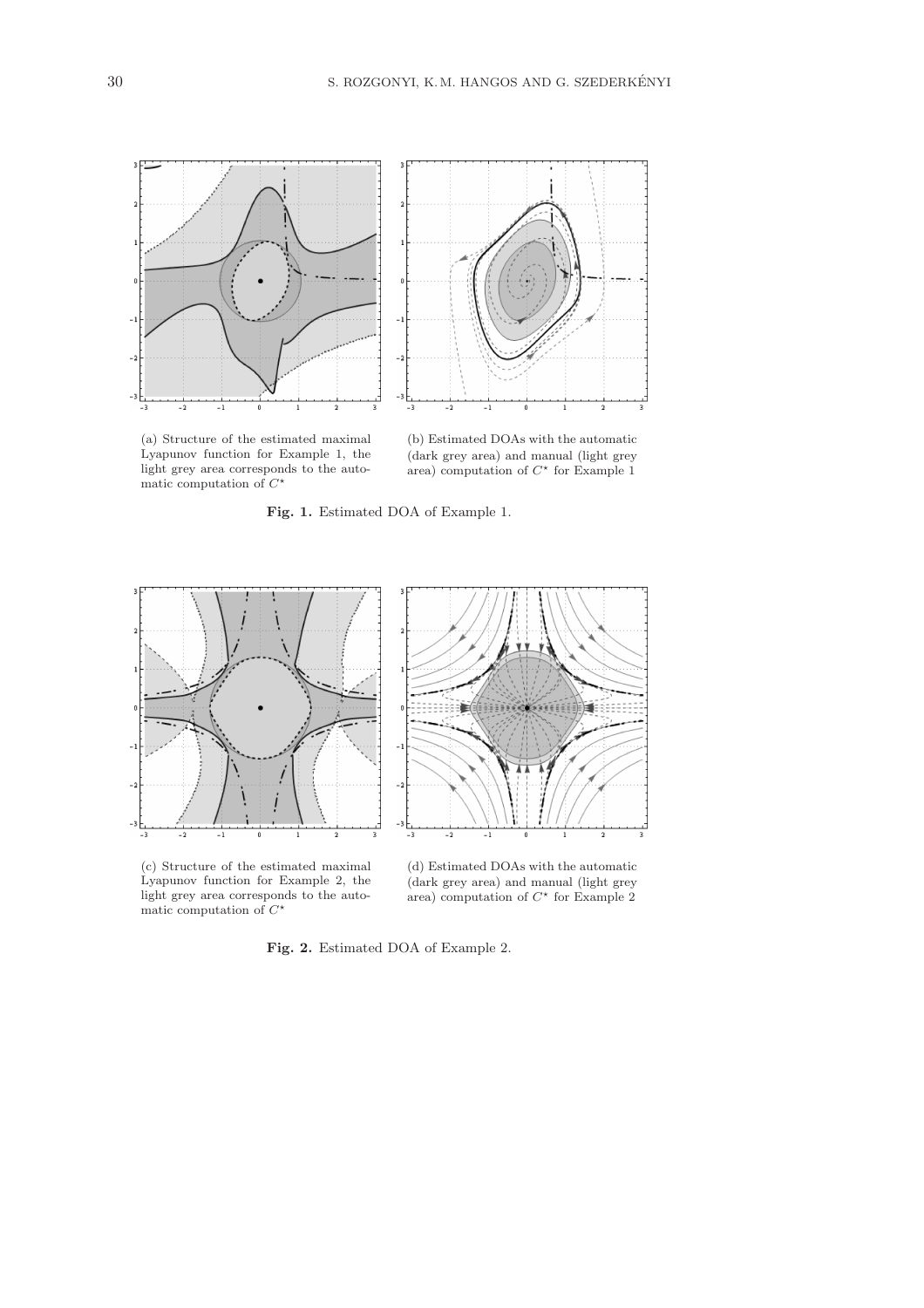(a) Structure of the estimated maximal Lyapunov function for Example 1, the light grey area corresponds to the automatic computation of $C^{\star}$

(b) Estimated DOAs with the automatic (dark grey area) and manual (light grey area) computation of $C^{\star}$ for Example 1

**Fig. 1.** Estimated DOA of Example 1.

(c) Structure of the estimated maximal Lyapunov function for Example 2, the light grey area corresponds to the automatic computation of $C^{\star}$

(d) Estimated DOAs with the automatic (dark grey area) and manual (light grey area) computation of $C^{\star}$ for Example 2

**Fig. 2.** Estimated DOA of Example 2.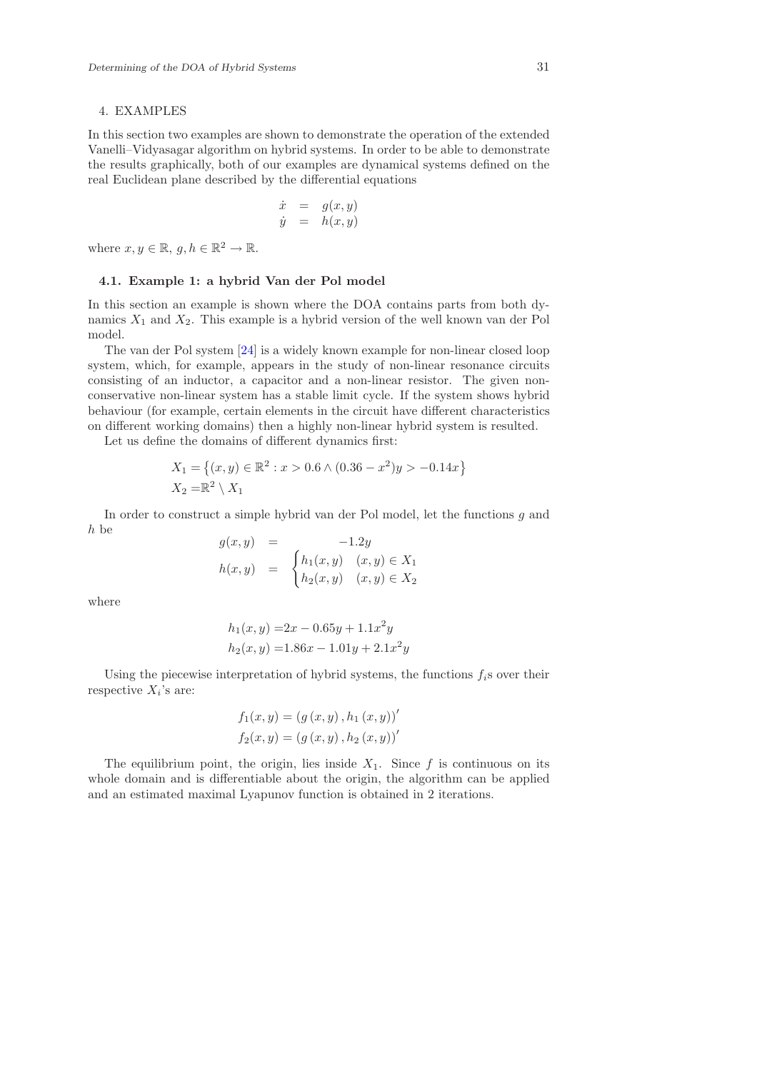## 4. EXAMPLES

In this section two examples are shown to demonstrate the operation of the extended Vanelli–Vidyasagar algorithm on hybrid systems. In order to be able to demonstrate the results graphically, both of our examples are dynamical systems defined on the real Euclidean plane described by the differential equations

$$\begin{aligned}\dot{x} &= g(x,y)\\ \dot{y} &= h(x,y)\end{aligned}$$

where $x, y \in \mathbb{R}$, $g, h \in \mathbb{R}^2 \to \mathbb{R}$.

### 4.1. Example 1: a hybrid Van der Pol model

In this section an example is shown where the DOA contains parts from both dynamics $X_1$ and $X_2$. This example is a hybrid version of the well known van der Pol model.

The van der Pol system [24] is a widely known example for non-linear closed loop system, which, for example, appears in the study of non-linear resonance circuits consisting of an inductor, a capacitor and a non-linear resistor. The given non-conservative non-linear system has a stable limit cycle. If the system shows hybrid behaviour (for example, certain elements in the circuit have different characteristics on different working domains) then a highly non-linear hybrid system is resulted.

Let us define the domains of different dynamics first:

$$\begin{aligned}X_1 &= \left\{(x,y) \in \mathbb{R}^2 : x > 0.6 \wedge (0.36 - x^2)y > -0.14x\right\}\\ X_2 &= \mathbb{R}^2 \setminus X_1\end{aligned}$$

In order to construct a simple hybrid van der Pol model, let the functions $g$ and $h$ be

$$\begin{aligned}g(x,y) &= -1.2y\\ h(x,y) &= \begin{cases} h_1(x,y) & (x,y) \in X_1\\ h_2(x,y) & (x,y) \in X_2\end{cases}\end{aligned}$$

where

$$\begin{aligned}h_1(x,y) &= 2x - 0.65y + 1.1x^2y\\ h_2(x,y) &= 1.86x - 1.01y + 2.1x^2y\end{aligned}$$

Using the piecewise interpretation of hybrid systems, the functions $f_i$s over their respective $X_i$'s are:

$$\begin{aligned}f_1(x,y) &= \left(g\left(x,y\right), h_1\left(x,y\right)\right)'\\ f_2(x,y) &= \left(g\left(x,y\right), h_2\left(x,y\right)\right)'\end{aligned}$$

The equilibrium point, the origin, lies inside $X_1$. Since $f$ is continuous on its whole domain and is differentiable about the origin, the algorithm can be applied and an estimated maximal Lyapunov function is obtained in 2 iterations.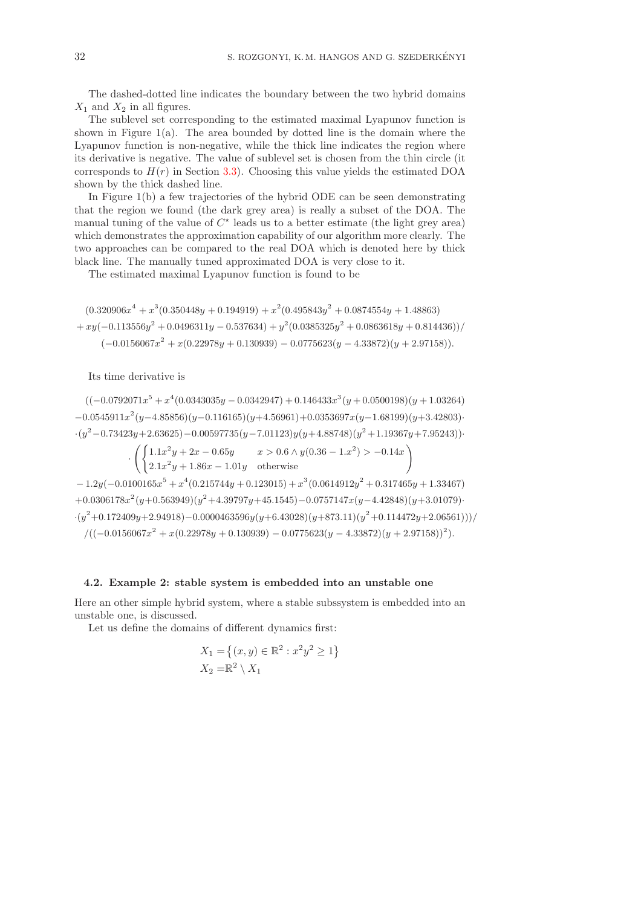The dashed-dotted line indicates the boundary between the two hybrid domains $X_1$ and $X_2$ in all figures.

The sublevel set corresponding to the estimated maximal Lyapunov function is shown in Figure 1(a). The area bounded by dotted line is the domain where the Lyapunov function is non-negative, while the thick line indicates the region where its derivative is negative. The value of sublevel set is chosen from the thin circle (it corresponds to $H(r)$ in Section 3.3). Choosing this value yields the estimated DOA shown by the thick dashed line.

In Figure 1(b) a few trajectories of the hybrid ODE can be seen demonstrating that the region we found (the dark grey area) is really a subset of the DOA. The manual tuning of the value of $C^\star$ leads us to a better estimate (the light grey area) which demonstrates the approximation capability of our algorithm more clearly. The two approaches can be compared to the real DOA which is denoted here by thick black line. The manually tuned approximated DOA is very close to it.

The estimated maximal Lyapunov function is found to be

$$
\begin{gathered}
(0.320906x^4 + x^3(0.350448y + 0.194919) + x^2(0.495843y^2 + 0.0874554y + 1.48863) \\
+ xy(-0.113556y^2 + 0.0496311y - 0.537634) + y^2(0.0385325y^2 + 0.0863618y + 0.814436))/ \\
(-0.0156067x^2 + x(0.22978y + 0.130939) - 0.0775623(y - 4.33872)(y + 2.97158)).
\end{gathered}
$$

Its time derivative is

$$
\begin{gathered}
((-0.0792071x^5 + x^4(0.0343035y - 0.0342947) + 0.146433x^3(y + 0.0500198)(y + 1.03264) \\
-0.0545911x^2(y-4.85856)(y-0.116165)(y+4.56961) + 0.0353697x(y-1.68199)(y+3.42803)\cdot \\
\cdot(y^2-0.73423y+2.63625) - 0.00597735(y-7.01123)y(y+4.88748)(y^2+1.19367y+7.95243))\cdot \\
\cdot\left(\begin{cases} 1.1x^2y + 2x - 0.65y & x > 0.6 \wedge y(0.36 - 1.x^2) > -0.14x \\ 2.1x^2y + 1.86x - 1.01y & \text{otherwise} \end{cases}\right) \\
- 1.2y(-0.0100165x^5 + x^4(0.215744y + 0.123015) + x^3(0.0614912y^2 + 0.317465y + 1.33467) \\
+0.0306178x^2(y+0.563949)(y^2+4.39797y+45.1545) - 0.0757147x(y-4.42848)(y+3.01079)\cdot \\
\cdot(y^2+0.172409y+2.94918) - 0.0000463596y(y+6.43028)(y+873.11)(y^2+0.114472y+2.06561)))/ \\
/((-0.0156067x^2 + x(0.22978y + 0.130939) - 0.0775623(y - 4.33872)(y + 2.97158))^2).
\end{gathered}
$$

### 4.2. Example 2: stable system is embedded into an unstable one

Here an other simple hybrid system, where a stable subssystem is embedded into an unstable one, is discussed.

Let us define the domains of different dynamics first:

$$
\begin{aligned}
X_1 &= \left\{(x, y) \in \mathbb{R}^2 : x^2y^2 \geq 1\right\} \\
X_2 &= \mathbb{R}^2 \setminus X_1
\end{aligned}
$$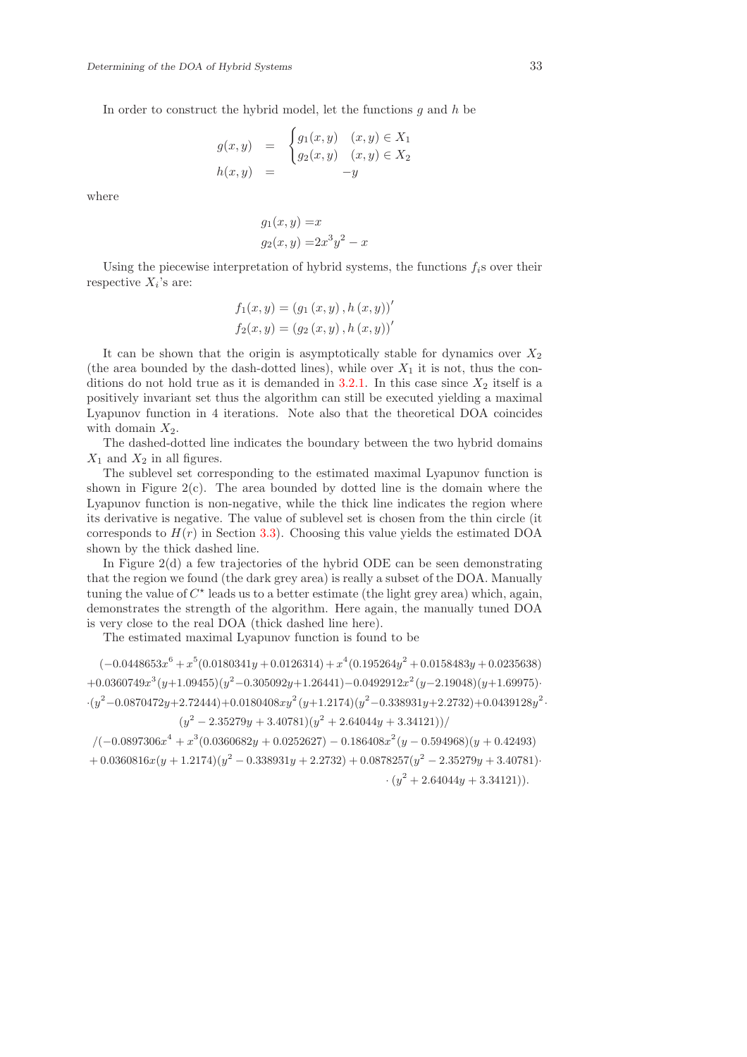In order to construct the hybrid model, let the functions $g$ and $h$ be

$$
\begin{aligned}
g(x,y) &= \begin{cases} g_1(x,y) & (x,y) \in X_1 \\ g_2(x,y) & (x,y) \in X_2 \end{cases} \\
h(x,y) &= -y
\end{aligned}
$$

where

$$
\begin{aligned}
g_1(x,y) &= x \\
g_2(x,y) &= 2x^3y^2 - x
\end{aligned}
$$

Using the piecewise interpretation of hybrid systems, the functions $f_i$s over their respective $X_i$'s are:

$$
\begin{aligned}
f_1(x,y) &= \left(g_1(x,y), h(x,y)\right)' \\
f_2(x,y) &= \left(g_2(x,y), h(x,y)\right)'
\end{aligned}
$$

It can be shown that the origin is asymptotically stable for dynamics over $X_2$ (the area bounded by the dash-dotted lines), while over $X_1$ it is not, thus the conditions do not hold true as it is demanded in 3.2.1. In this case since $X_2$ itself is a positively invariant set thus the algorithm can still be executed yielding a maximal Lyapunov function in 4 iterations. Note also that the theoretical DOA coincides with domain $X_2$.

The dashed-dotted line indicates the boundary between the two hybrid domains $X_1$ and $X_2$ in all figures.

The sublevel set corresponding to the estimated maximal Lyapunov function is shown in Figure 2(c). The area bounded by dotted line is the domain where the Lyapunov function is non-negative, while the thick line indicates the region where its derivative is negative. The value of sublevel set is chosen from the thin circle (it corresponds to $H(r)$ in Section 3.3). Choosing this value yields the estimated DOA shown by the thick dashed line.

In Figure 2(d) a few trajectories of the hybrid ODE can be seen demonstrating that the region we found (the dark grey area) is really a subset of the DOA. Manually tuning the value of $C^\star$ leads us to a better estimate (the light grey area) which, again, demonstrates the strength of the algorithm. Here again, the manually tuned DOA is very close to the real DOA (thick dashed line here).

The estimated maximal Lyapunov function is found to be

$$
\begin{aligned}
&(-0.0448653x^6 + x^5(0.0180341y + 0.0126314) + x^4(0.195264y^2 + 0.0158483y + 0.0235638) \\
&+0.0360749x^3(y+1.09455)(y^2-0.305092y+1.26441) - 0.0492912x^2(y-2.19048)(y+1.69975)\cdot \\
&\cdot(y^2-0.0870472y+2.72444) + 0.0180408xy^2(y+1.2174)(y^2-0.338931y+2.2732) + 0.0439128y^2\cdot \\
&(y^2 - 2.35279y + 3.40781)(y^2 + 2.64044y + 3.34121))/ \\
&/(-0.0897306x^4 + x^3(0.0360682y + 0.0252627) - 0.186408x^2(y - 0.594968)(y + 0.42493) \\
&+ 0.0360816x(y + 1.2174)(y^2 - 0.338931y + 2.2732) + 0.0878257(y^2 - 2.35279y + 3.40781)\cdot \\
&\cdot (y^2 + 2.64044y + 3.34121)).
\end{aligned}
$$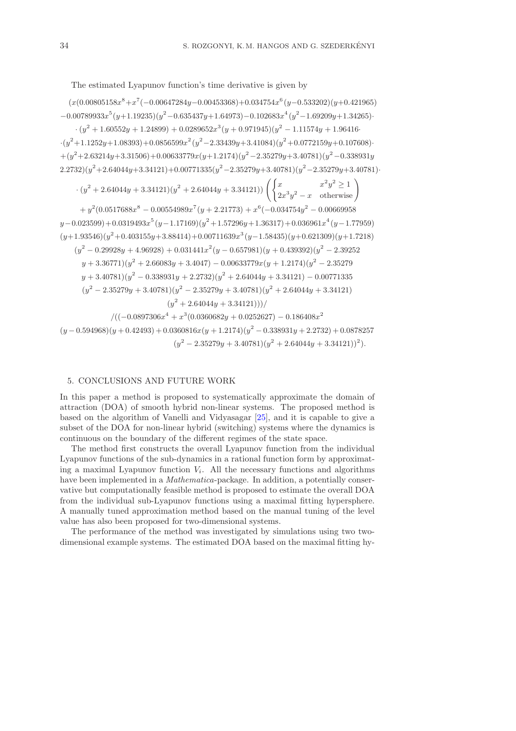The estimated Lyapunov function's time derivative is given by

$$
\begin{aligned}
&(x(0.00805158x^8+x^7(-0.00647284y-0.00453368)+0.034754x^6(y-0.533202)(y+0.421965)\\
&-0.00789933x^5(y+1.19235)(y^2-0.635437y+1.64973)-0.102683x^4(y^2-1.69209y+1.34265)\cdot\\
&\cdot(y^2+1.60552y+1.24899)+0.0289652x^3(y+0.971945)(y^2-1.11574y+1.96416\cdot\\
&\cdot(y^2+1.1252y+1.08393)+0.0856599x^2(y^2-2.33439y+3.41084)(y^2+0.0772159y+0.107608)\cdot\\
&+(y^2+2.63214y+3.31506)+0.00633779x(y+1.2174)(y^2-2.35279y+3.40781)(y^2-0.338931y\\
&2.2732)(y^2+2.64044y+3.34121)+0.00771335(y^2-2.35279y+3.40781)(y^2-2.35279y+3.40781)\cdot\\
&\cdot(y^2+2.64044y+3.34121)(y^2+2.64044y+3.34121))\left(\begin{cases} x & x^2y^2\geq 1\\ 2x^3y^2-x & \text{otherwise}\end{cases}\right)\\
&+y^2(0.0517688x^8-0.00554989x^7(y+2.21773)+x^6(-0.034754y^2-0.00669958\\
&y-0.023599)+0.0319493x^5(y-1.17169)(y^2+1.57296y+1.36317)+0.036961x^4(y-1.77959)\\
&(y+1.93546)(y^2+0.403155y+3.88414)+0.00711639x^3(y-1.58435)(y+0.621309)(y+1.7218)\\
&(y^2-0.29928y+4.96928)+0.031441x^2(y-0.657981)(y+0.439392)(y^2-2.39252\\
&y+3.36771)(y^2+2.66083y+3.4047)-0.00633779x(y+1.2174)(y^2-2.35279\\
&y+3.40781)(y^2-0.338931y+2.2732)(y^2+2.64044y+3.34121)-0.00771335\\
&(y^2-2.35279y+3.40781)(y^2-2.35279y+3.40781)(y^2+2.64044y+3.34121)\\
&(y^2+2.64044y+3.34121)))/\\
&/((-0.0897306x^4+x^3(0.0360682y+0.0252627)-0.186408x^2\\
&(y-0.594968)(y+0.42493)+0.0360816x(y+1.2174)(y^2-0.338931y+2.2732)+0.0878257\\
&(y^2-2.35279y+3.40781)(y^2+2.64044y+3.34121))^2).
\end{aligned}
$$

## 5. CONCLUSIONS AND FUTURE WORK

In this paper a method is proposed to systematically approximate the domain of attraction (DOA) of smooth hybrid non-linear systems. The proposed method is based on the algorithm of Vanelli and Vidyasagar [25], and it is capable to give a subset of the DOA for non-linear hybrid (switching) systems where the dynamics is continuous on the boundary of the different regimes of the state space.

The method first constructs the overall Lyapunov function from the individual Lyapunov functions of the sub-dynamics in a rational function form by approximating a maximal Lyapunov function $V_i$. All the necessary functions and algorithms have been implemented in a *Mathematica*-package. In addition, a potentially conservative but computationally feasible method is proposed to estimate the overall DOA from the individual sub-Lyapunov functions using a maximal fitting hypersphere. A manually tuned approximation method based on the manual tuning of the level value has also been proposed for two-dimensional systems.

The performance of the method was investigated by simulations using two two-dimensional example systems. The estimated DOA based on the maximal fitting hy-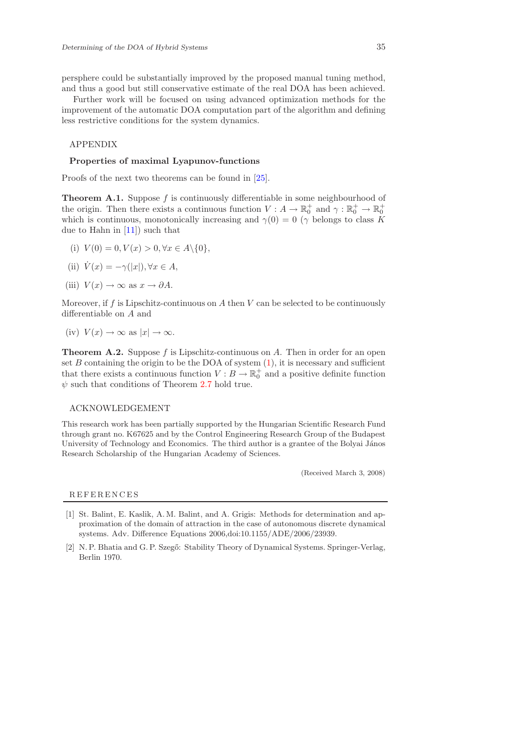persphere could be substantially improved by the proposed manual tuning method, and thus a good but still conservative estimate of the real DOA has been achieved.

Further work will be focused on using advanced optimization methods for the improvement of the automatic DOA computation part of the algorithm and defining less restrictive conditions for the system dynamics.

## APPENDIX

### Properties of maximal Lyapunov-functions

Proofs of the next two theorems can be found in [25].

**Theorem A.1.** Suppose $f$ is continuously differentiable in some neighbourhood of the origin. Then there exists a continuous function $V : A \to \mathbb{R}_0^+$ and $\gamma : \mathbb{R}_0^+ \to \mathbb{R}_0^+$ which is continuous, monotonically increasing and $\gamma(0) = 0$ ($\gamma$ belongs to class $K$ due to Hahn in [11]) such that

(i) $V(0) = 0, V(x) > 0, \forall x \in A \backslash \{0\}$,

(ii) $\dot{V}(x) = -\gamma(|x|), \forall x \in A$,

(iii) $V(x) \to \infty$ as $x \to \partial A$.

Moreover, if $f$ is Lipschitz-continuous on $A$ then $V$ can be selected to be continuously differentiable on $A$ and

(iv) $V(x) \to \infty$ as $|x| \to \infty$.

**Theorem A.2.** Suppose $f$ is Lipschitz-continuous on $A$. Then in order for an open set $B$ containing the origin to be the DOA of system (1), it is necessary and sufficient that there exists a continuous function $V : B \to \mathbb{R}_0^+$ and a positive definite function $\psi$ such that conditions of Theorem 2.7 hold true.

## ACKNOWLEDGEMENT

This research work has been partially supported by the Hungarian Scientific Research Fund through grant no. K67625 and by the Control Engineering Research Group of the Budapest University of Technology and Economics. The third author is a grantee of the Bolyai János Research Scholarship of the Hungarian Academy of Sciences.

(Received March 3, 2008)

## REFERENCES

[1] St. Balint, E. Kaslik, A. M. Balint, and A. Grigis: Methods for determination and approximation of the domain of attraction in the case of autonomous discrete dynamical systems. Adv. Difference Equations 2006,doi:10.1155/ADE/2006/23939.

[2] N. P. Bhatia and G. P. Szegő: Stability Theory of Dynamical Systems. Springer-Verlag, Berlin 1970.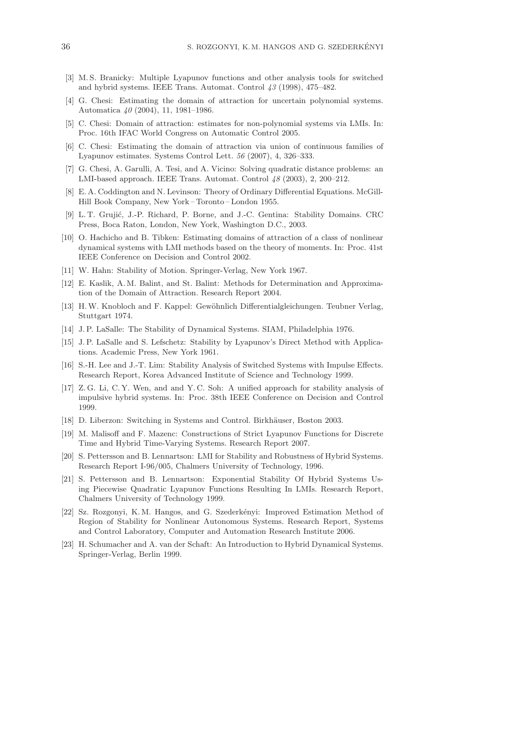[3] M. S. Branicky: Multiple Lyapunov functions and other analysis tools for switched and hybrid systems. IEEE Trans. Automat. Control *43* (1998), 475–482.

[4] G. Chesi: Estimating the domain of attraction for uncertain polynomial systems. Automatica *40* (2004), 11, 1981–1986.

[5] C. Chesi: Domain of attraction: estimates for non-polynomial systems via LMIs. In: Proc. 16th IFAC World Congress on Automatic Control 2005.

[6] C. Chesi: Estimating the domain of attraction via union of continuous families of Lyapunov estimates. Systems Control Lett. *56* (2007), 4, 326–333.

[7] G. Chesi, A. Garulli, A. Tesi, and A. Vicino: Solving quadratic distance problems: an LMI-based approach. IEEE Trans. Automat. Control *48* (2003), 2, 200–212.

[8] E. A. Coddington and N. Levinson: Theory of Ordinary Differential Equations. McGill-Hill Book Company, New York – Toronto – London 1955.

[9] L. T. Grujić, J.-P. Richard, P. Borne, and J.-C. Gentina: Stability Domains. CRC Press, Boca Raton, London, New York, Washington D.C., 2003.

[10] O. Hachicho and B. Tibken: Estimating domains of attraction of a class of nonlinear dynamical systems with LMI methods based on the theory of moments. In: Proc. 41st IEEE Conference on Decision and Control 2002.

[11] W. Hahn: Stability of Motion. Springer-Verlag, New York 1967.

[12] E. Kaslik, A. M. Balint, and St. Balint: Methods for Determination and Approximation of the Domain of Attraction. Research Report 2004.

[13] H. W. Knobloch and F. Kappel: Gewöhnlich Differentialgleichungen. Teubner Verlag, Stuttgart 1974.

[14] J. P. LaSalle: The Stability of Dynamical Systems. SIAM, Philadelphia 1976.

[15] J. P. LaSalle and S. Lefschetz: Stability by Lyapunov's Direct Method with Applications. Academic Press, New York 1961.

[16] S.-H. Lee and J.-T. Lim: Stability Analysis of Switched Systems with Impulse Effects. Research Report, Korea Advanced Institute of Science and Technology 1999.

[17] Z. G. Li, C. Y. Wen, and and Y. C. Soh: A unified approach for stability analysis of impulsive hybrid systems. In: Proc. 38th IEEE Conference on Decision and Control 1999.

[18] D. Liberzon: Switching in Systems and Control. Birkhäuser, Boston 2003.

[19] M. Malisoff and F. Mazenc: Constructions of Strict Lyapunov Functions for Discrete Time and Hybrid Time-Varying Systems. Research Report 2007.

[20] S. Pettersson and B. Lennartson: LMI for Stability and Robustness of Hybrid Systems. Research Report I-96/005, Chalmers University of Technology, 1996.

[21] S. Pettersson and B. Lennartson: Exponential Stability Of Hybrid Systems Using Piecewise Quadratic Lyapunov Functions Resulting In LMIs. Research Report, Chalmers University of Technology 1999.

[22] Sz. Rozgonyi, K. M. Hangos, and G. Szederkényi: Improved Estimation Method of Region of Stability for Nonlinear Autonomous Systems. Research Report, Systems and Control Laboratory, Computer and Automation Research Institute 2006.

[23] H. Schumacher and A. van der Schaft: An Introduction to Hybrid Dynamical Systems. Springer-Verlag, Berlin 1999.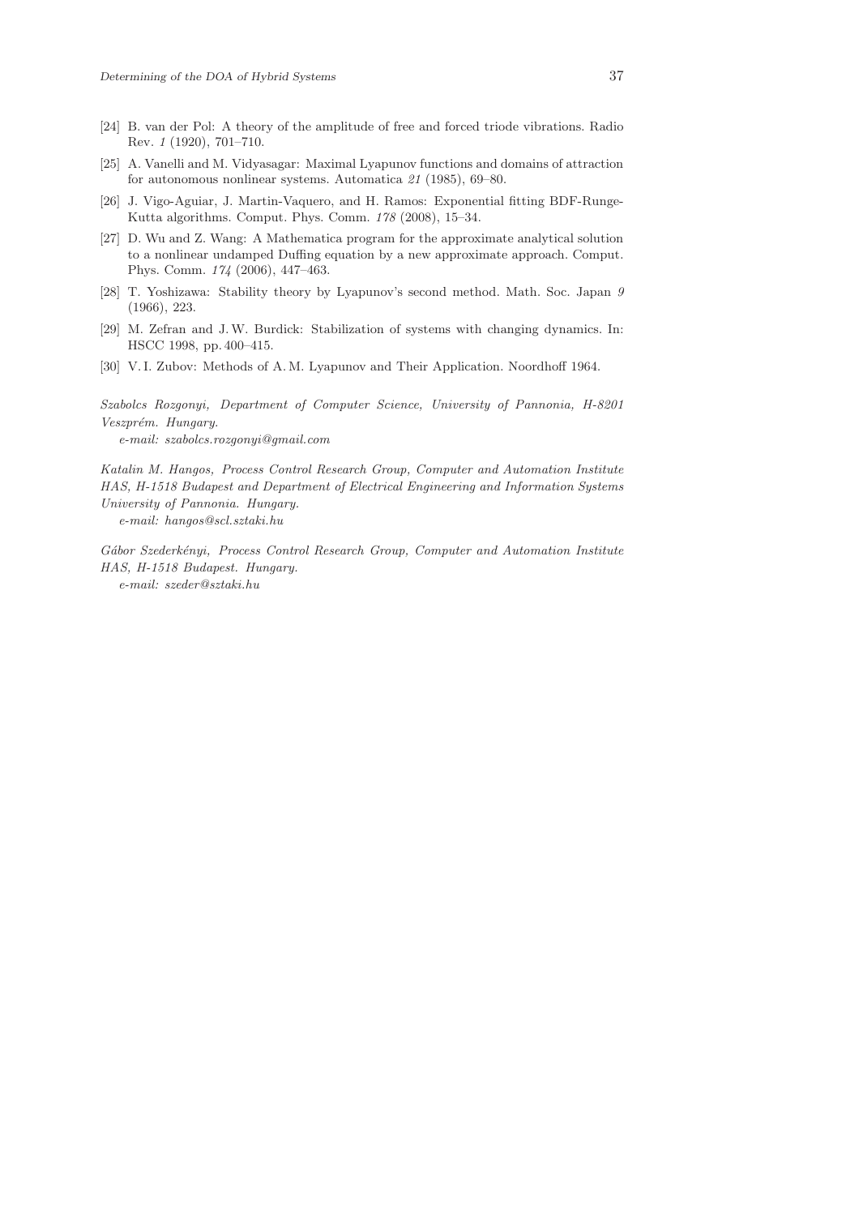[24] B. van der Pol: A theory of the amplitude of free and forced triode vibrations. Radio Rev. *1* (1920), 701–710.

[25] A. Vanelli and M. Vidyasagar: Maximal Lyapunov functions and domains of attraction for autonomous nonlinear systems. Automatica *21* (1985), 69–80.

[26] J. Vigo-Aguiar, J. Martin-Vaquero, and H. Ramos: Exponential fitting BDF-Runge-Kutta algorithms. Comput. Phys. Comm. *178* (2008), 15–34.

[27] D. Wu and Z. Wang: A Mathematica program for the approximate analytical solution to a nonlinear undamped Duffing equation by a new approximate approach. Comput. Phys. Comm. *174* (2006), 447–463.

[28] T. Yoshizawa: Stability theory by Lyapunov's second method. Math. Soc. Japan *9* (1966), 223.

[29] M. Zefran and J. W. Burdick: Stabilization of systems with changing dynamics. In: HSCC 1998, pp. 400–415.

[30] V. I. Zubov: Methods of A. M. Lyapunov and Their Application. Noordhoff 1964.

*Szabolcs Rozgonyi, Department of Computer Science, University of Pannonia, H-8201 Veszprém. Hungary.*
*e-mail: szabolcs.rozgonyi@gmail.com*

*Katalin M. Hangos, Process Control Research Group, Computer and Automation Institute HAS, H-1518 Budapest and Department of Electrical Engineering and Information Systems University of Pannonia. Hungary.*
*e-mail: hangos@scl.sztaki.hu*

*Gábor Szederkényi, Process Control Research Group, Computer and Automation Institute HAS, H-1518 Budapest. Hungary.*
*e-mail: szeder@sztaki.hu*